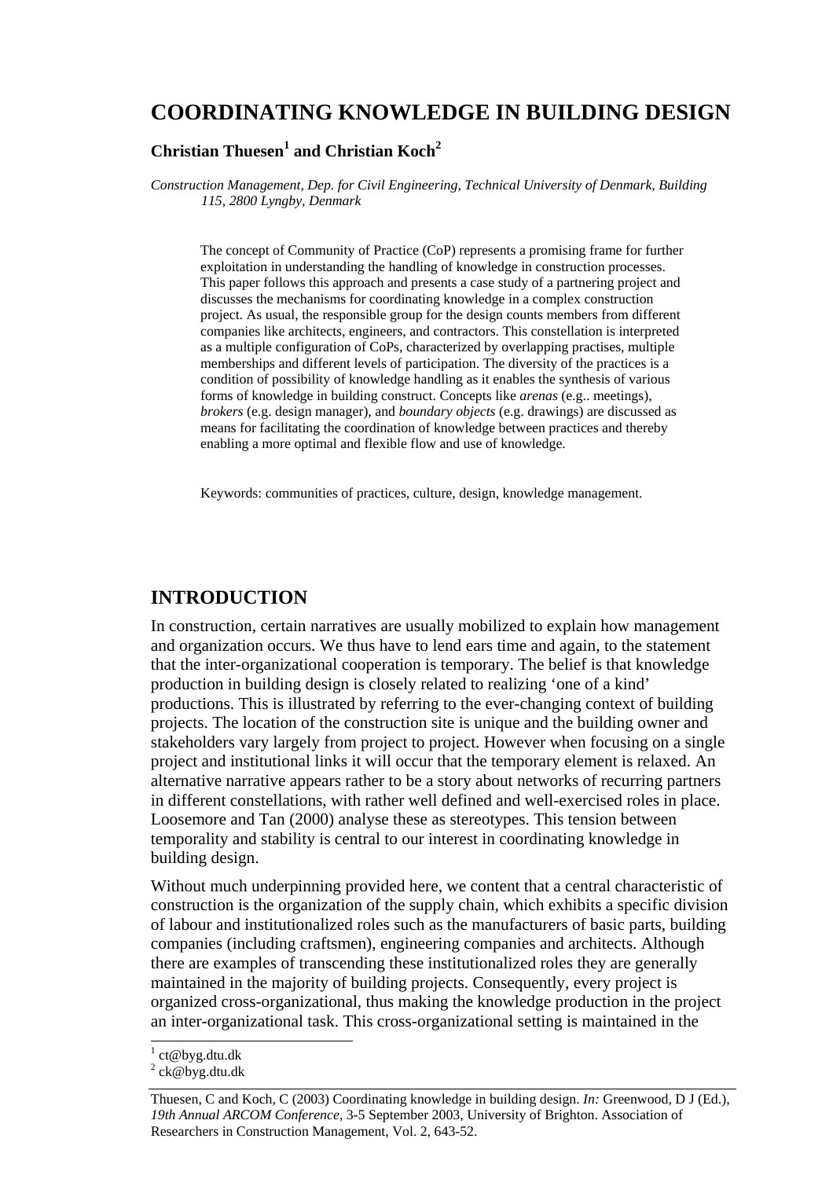# COORDINATING KNOWLEDGE IN BUILDING DESIGN

**Christian Thuesen[1] and Christian Koch[2]**

*Construction Management, Dep. for Civil Engineering, Technical University of Denmark, Building 115, 2800 Lyngby, Denmark*

The concept of Community of Practice (CoP) represents a promising frame for further exploitation in understanding the handling of knowledge in construction processes. This paper follows this approach and presents a case study of a partnering project and discusses the mechanisms for coordinating knowledge in a complex construction project. As usual, the responsible group for the design counts members from different companies like architects, engineers, and contractors. This constellation is interpreted as a multiple configuration of CoPs, characterized by overlapping practises, multiple memberships and different levels of participation. The diversity of the practices is a condition of possibility of knowledge handling as it enables the synthesis of various forms of knowledge in building construct. Concepts like *arenas* (e.g.. meetings), *brokers* (e.g. design manager), and *boundary objects* (e.g. drawings) are discussed as means for facilitating the coordination of knowledge between practices and thereby enabling a more optimal and flexible flow and use of knowledge.

Keywords: communities of practices, culture, design, knowledge management.

## INTRODUCTION

In construction, certain narratives are usually mobilized to explain how management and organization occurs. We thus have to lend ears time and again, to the statement that the inter-organizational cooperation is temporary. The belief is that knowledge production in building design is closely related to realizing 'one of a kind' productions. This is illustrated by referring to the ever-changing context of building projects. The location of the construction site is unique and the building owner and stakeholders vary largely from project to project. However when focusing on a single project and institutional links it will occur that the temporary element is relaxed. An alternative narrative appears rather to be a story about networks of recurring partners in different constellations, with rather well defined and well-exercised roles in place. Loosemore and Tan (2000) analyse these as stereotypes. This tension between temporality and stability is central to our interest in coordinating knowledge in building design.

Without much underpinning provided here, we content that a central characteristic of construction is the organization of the supply chain, which exhibits a specific division of labour and institutionalized roles such as the manufacturers of basic parts, building companies (including craftsmen), engineering companies and architects. Although there are examples of transcending these institutionalized roles they are generally maintained in the majority of building projects. Consequently, every project is organized cross-organizational, thus making the knowledge production in the project an inter-organizational task. This cross-organizational setting is maintained in the

[1] ct@byg.dtu.dk

[2] ck@byg.dtu.dk

Thuesen, C and Koch, C (2003) Coordinating knowledge in building design. *In:* Greenwood, D J (Ed.), *19th Annual ARCOM Conference*, 3-5 September 2003, University of Brighton. Association of Researchers in Construction Management, Vol. 2, 643-52.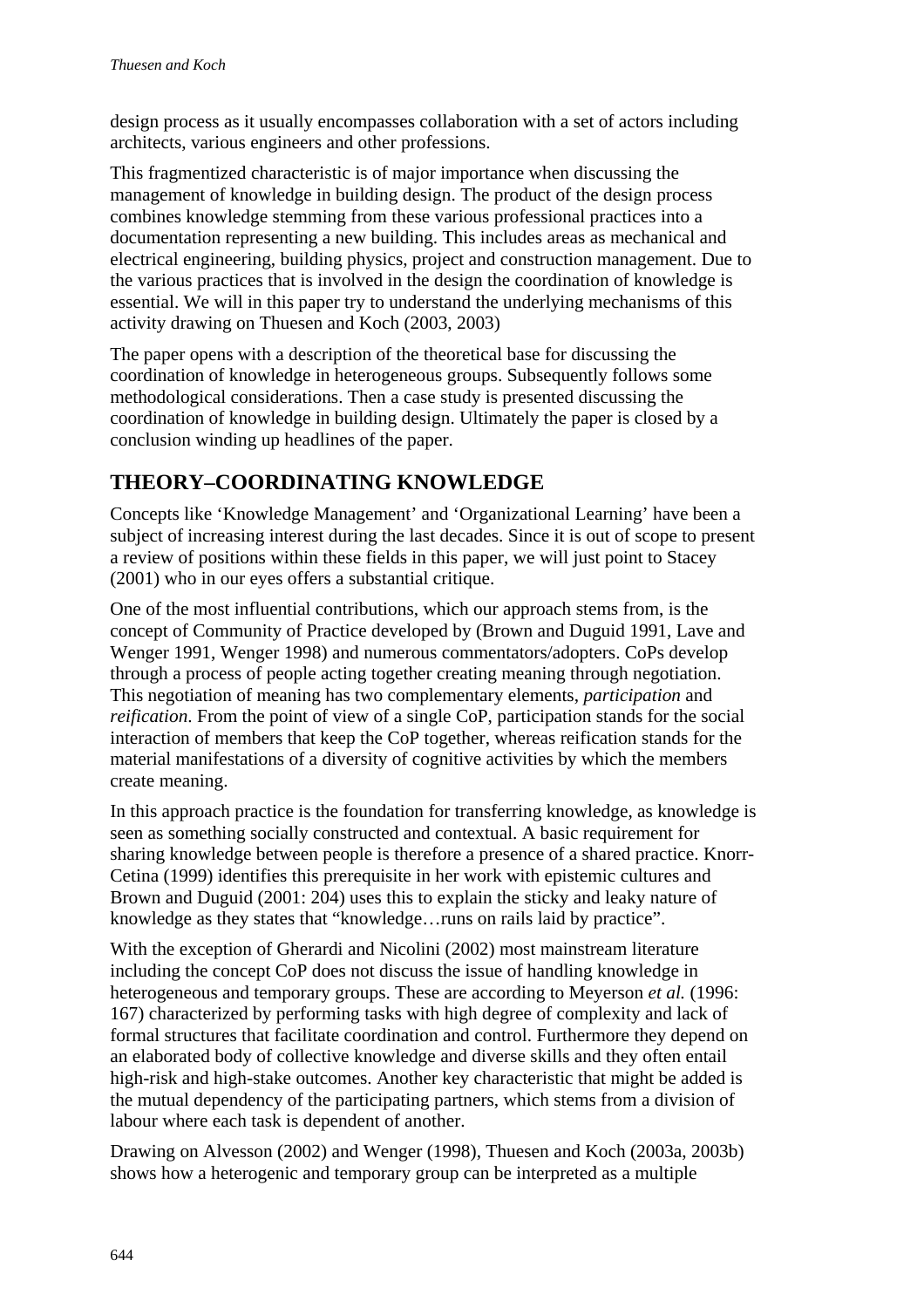design process as it usually encompasses collaboration with a set of actors including architects, various engineers and other professions.

This fragmentized characteristic is of major importance when discussing the management of knowledge in building design. The product of the design process combines knowledge stemming from these various professional practices into a documentation representing a new building. This includes areas as mechanical and electrical engineering, building physics, project and construction management. Due to the various practices that is involved in the design the coordination of knowledge is essential. We will in this paper try to understand the underlying mechanisms of this activity drawing on Thuesen and Koch (2003, 2003)

The paper opens with a description of the theoretical base for discussing the coordination of knowledge in heterogeneous groups. Subsequently follows some methodological considerations. Then a case study is presented discussing the coordination of knowledge in building design. Ultimately the paper is closed by a conclusion winding up headlines of the paper.

## THEORY–COORDINATING KNOWLEDGE

Concepts like 'Knowledge Management' and 'Organizational Learning' have been a subject of increasing interest during the last decades. Since it is out of scope to present a review of positions within these fields in this paper, we will just point to Stacey (2001) who in our eyes offers a substantial critique.

One of the most influential contributions, which our approach stems from, is the concept of Community of Practice developed by (Brown and Duguid 1991, Lave and Wenger 1991, Wenger 1998) and numerous commentators/adopters. CoPs develop through a process of people acting together creating meaning through negotiation. This negotiation of meaning has two complementary elements, *participation* and *reification*. From the point of view of a single CoP, participation stands for the social interaction of members that keep the CoP together, whereas reification stands for the material manifestations of a diversity of cognitive activities by which the members create meaning.

In this approach practice is the foundation for transferring knowledge, as knowledge is seen as something socially constructed and contextual. A basic requirement for sharing knowledge between people is therefore a presence of a shared practice. Knorr-Cetina (1999) identifies this prerequisite in her work with epistemic cultures and Brown and Duguid (2001: 204) uses this to explain the sticky and leaky nature of knowledge as they states that "knowledge…runs on rails laid by practice".

With the exception of Gherardi and Nicolini (2002) most mainstream literature including the concept CoP does not discuss the issue of handling knowledge in heterogeneous and temporary groups. These are according to Meyerson *et al.* (1996: 167) characterized by performing tasks with high degree of complexity and lack of formal structures that facilitate coordination and control. Furthermore they depend on an elaborated body of collective knowledge and diverse skills and they often entail high-risk and high-stake outcomes. Another key characteristic that might be added is the mutual dependency of the participating partners, which stems from a division of labour where each task is dependent of another.

Drawing on Alvesson (2002) and Wenger (1998), Thuesen and Koch (2003a, 2003b) shows how a heterogenic and temporary group can be interpreted as a multiple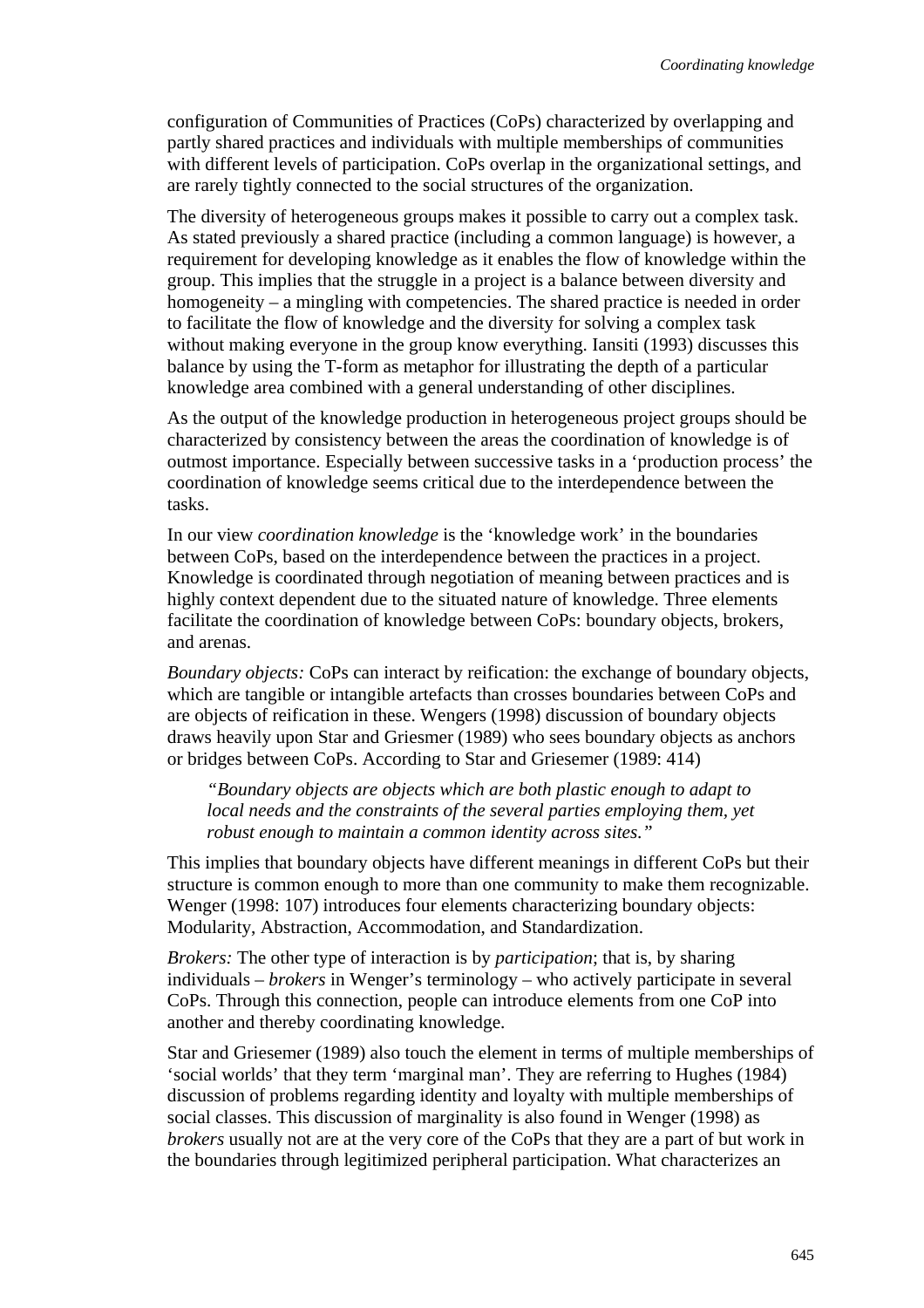configuration of Communities of Practices (CoPs) characterized by overlapping and partly shared practices and individuals with multiple memberships of communities with different levels of participation. CoPs overlap in the organizational settings, and are rarely tightly connected to the social structures of the organization.

The diversity of heterogeneous groups makes it possible to carry out a complex task. As stated previously a shared practice (including a common language) is however, a requirement for developing knowledge as it enables the flow of knowledge within the group. This implies that the struggle in a project is a balance between diversity and homogeneity – a mingling with competencies. The shared practice is needed in order to facilitate the flow of knowledge and the diversity for solving a complex task without making everyone in the group know everything. Iansiti (1993) discusses this balance by using the T-form as metaphor for illustrating the depth of a particular knowledge area combined with a general understanding of other disciplines.

As the output of the knowledge production in heterogeneous project groups should be characterized by consistency between the areas the coordination of knowledge is of outmost importance. Especially between successive tasks in a 'production process' the coordination of knowledge seems critical due to the interdependence between the tasks.

In our view *coordination knowledge* is the 'knowledge work' in the boundaries between CoPs, based on the interdependence between the practices in a project. Knowledge is coordinated through negotiation of meaning between practices and is highly context dependent due to the situated nature of knowledge. Three elements facilitate the coordination of knowledge between CoPs: boundary objects, brokers, and arenas.

*Boundary objects:* CoPs can interact by reification: the exchange of boundary objects, which are tangible or intangible artefacts than crosses boundaries between CoPs and are objects of reification in these. Wengers (1998) discussion of boundary objects draws heavily upon Star and Griesmer (1989) who sees boundary objects as anchors or bridges between CoPs. According to Star and Griesemer (1989: 414)

> *"Boundary objects are objects which are both plastic enough to adapt to local needs and the constraints of the several parties employing them, yet robust enough to maintain a common identity across sites."*

This implies that boundary objects have different meanings in different CoPs but their structure is common enough to more than one community to make them recognizable. Wenger (1998: 107) introduces four elements characterizing boundary objects: Modularity, Abstraction, Accommodation, and Standardization.

*Brokers:* The other type of interaction is by *participation*; that is, by sharing individuals – *brokers* in Wenger's terminology – who actively participate in several CoPs. Through this connection, people can introduce elements from one CoP into another and thereby coordinating knowledge.

Star and Griesemer (1989) also touch the element in terms of multiple memberships of 'social worlds' that they term 'marginal man'. They are referring to Hughes (1984) discussion of problems regarding identity and loyalty with multiple memberships of social classes. This discussion of marginality is also found in Wenger (1998) as *brokers* usually not are at the very core of the CoPs that they are a part of but work in the boundaries through legitimized peripheral participation. What characterizes an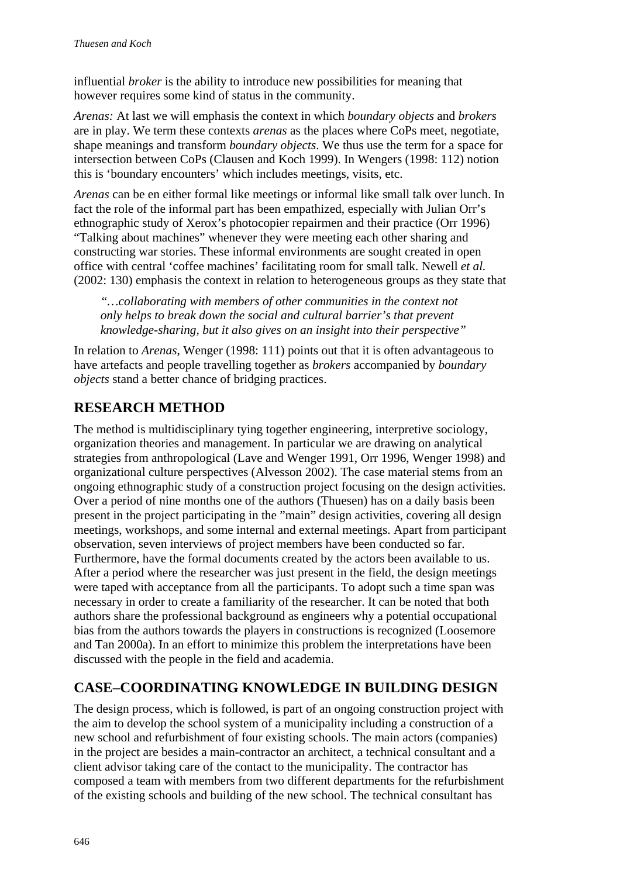influential *broker* is the ability to introduce new possibilities for meaning that however requires some kind of status in the community.

*Arenas:* At last we will emphasis the context in which *boundary objects* and *brokers* are in play. We term these contexts *arenas* as the places where CoPs meet, negotiate, shape meanings and transform *boundary objects*. We thus use the term for a space for intersection between CoPs (Clausen and Koch 1999). In Wengers (1998: 112) notion this is 'boundary encounters' which includes meetings, visits, etc.

*Arenas* can be en either formal like meetings or informal like small talk over lunch. In fact the role of the informal part has been empathized, especially with Julian Orr's ethnographic study of Xerox's photocopier repairmen and their practice (Orr 1996) "Talking about machines" whenever they were meeting each other sharing and constructing war stories. These informal environments are sought created in open office with central 'coffee machines' facilitating room for small talk. Newell *et al.* (2002: 130) emphasis the context in relation to heterogeneous groups as they state that

> *"…collaborating with members of other communities in the context not only helps to break down the social and cultural barrier's that prevent knowledge-sharing, but it also gives on an insight into their perspective"*

In relation to *Arenas*, Wenger (1998: 111) points out that it is often advantageous to have artefacts and people travelling together as *brokers* accompanied by *boundary objects* stand a better chance of bridging practices.

## RESEARCH METHOD

The method is multidisciplinary tying together engineering, interpretive sociology, organization theories and management. In particular we are drawing on analytical strategies from anthropological (Lave and Wenger 1991, Orr 1996, Wenger 1998) and organizational culture perspectives (Alvesson 2002). The case material stems from an ongoing ethnographic study of a construction project focusing on the design activities. Over a period of nine months one of the authors (Thuesen) has on a daily basis been present in the project participating in the "main" design activities, covering all design meetings, workshops, and some internal and external meetings. Apart from participant observation, seven interviews of project members have been conducted so far. Furthermore, have the formal documents created by the actors been available to us. After a period where the researcher was just present in the field, the design meetings were taped with acceptance from all the participants. To adopt such a time span was necessary in order to create a familiarity of the researcher. It can be noted that both authors share the professional background as engineers why a potential occupational bias from the authors towards the players in constructions is recognized (Loosemore and Tan 2000a). In an effort to minimize this problem the interpretations have been discussed with the people in the field and academia.

## CASE–COORDINATING KNOWLEDGE IN BUILDING DESIGN

The design process, which is followed, is part of an ongoing construction project with the aim to develop the school system of a municipality including a construction of a new school and refurbishment of four existing schools. The main actors (companies) in the project are besides a main-contractor an architect, a technical consultant and a client advisor taking care of the contact to the municipality. The contractor has composed a team with members from two different departments for the refurbishment of the existing schools and building of the new school. The technical consultant has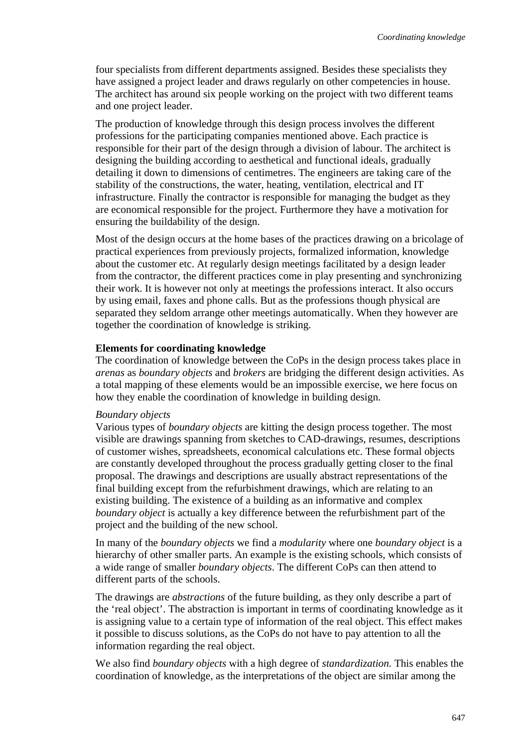four specialists from different departments assigned. Besides these specialists they have assigned a project leader and draws regularly on other competencies in house. The architect has around six people working on the project with two different teams and one project leader.

The production of knowledge through this design process involves the different professions for the participating companies mentioned above. Each practice is responsible for their part of the design through a division of labour. The architect is designing the building according to aesthetical and functional ideals, gradually detailing it down to dimensions of centimetres. The engineers are taking care of the stability of the constructions, the water, heating, ventilation, electrical and IT infrastructure. Finally the contractor is responsible for managing the budget as they are economical responsible for the project. Furthermore they have a motivation for ensuring the buildability of the design.

Most of the design occurs at the home bases of the practices drawing on a bricolage of practical experiences from previously projects, formalized information, knowledge about the customer etc. At regularly design meetings facilitated by a design leader from the contractor, the different practices come in play presenting and synchronizing their work. It is however not only at meetings the professions interact. It also occurs by using email, faxes and phone calls. But as the professions though physical are separated they seldom arrange other meetings automatically. When they however are together the coordination of knowledge is striking.

**Elements for coordinating knowledge**

The coordination of knowledge between the CoPs in the design process takes place in *arenas* as *boundary objects* and *brokers* are bridging the different design activities. As a total mapping of these elements would be an impossible exercise, we here focus on how they enable the coordination of knowledge in building design.

*Boundary objects*

Various types of *boundary objects* are kitting the design process together. The most visible are drawings spanning from sketches to CAD-drawings, resumes, descriptions of customer wishes, spreadsheets, economical calculations etc. These formal objects are constantly developed throughout the process gradually getting closer to the final proposal. The drawings and descriptions are usually abstract representations of the final building except from the refurbishment drawings, which are relating to an existing building. The existence of a building as an informative and complex *boundary object* is actually a key difference between the refurbishment part of the project and the building of the new school.

In many of the *boundary objects* we find a *modularity* where one *boundary object* is a hierarchy of other smaller parts. An example is the existing schools, which consists of a wide range of smaller *boundary objects*. The different CoPs can then attend to different parts of the schools.

The drawings are *abstractions* of the future building, as they only describe a part of the 'real object'. The abstraction is important in terms of coordinating knowledge as it is assigning value to a certain type of information of the real object. This effect makes it possible to discuss solutions, as the CoPs do not have to pay attention to all the information regarding the real object.

We also find *boundary objects* with a high degree of *standardization.* This enables the coordination of knowledge, as the interpretations of the object are similar among the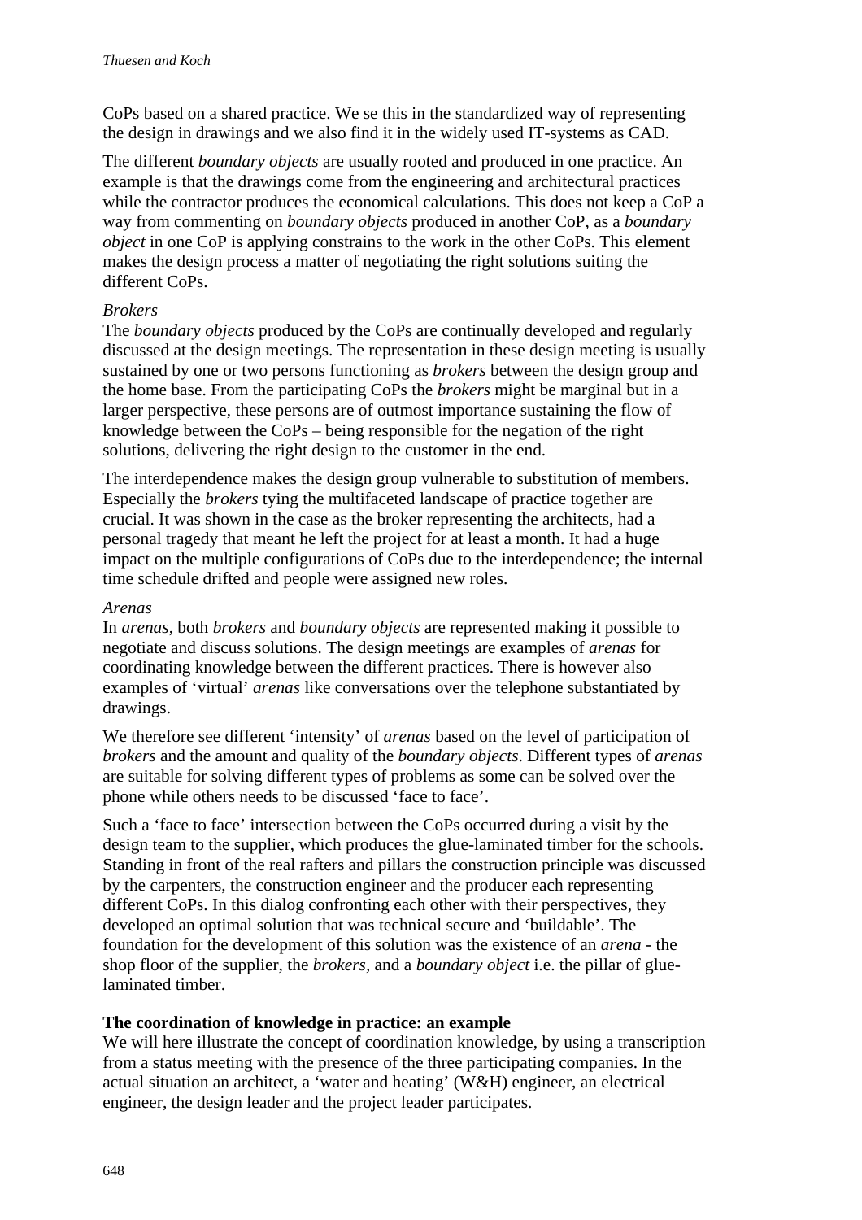CoPs based on a shared practice. We se this in the standardized way of representing the design in drawings and we also find it in the widely used IT-systems as CAD.

The different *boundary objects* are usually rooted and produced in one practice. An example is that the drawings come from the engineering and architectural practices while the contractor produces the economical calculations. This does not keep a CoP a way from commenting on *boundary objects* produced in another CoP, as a *boundary object* in one CoP is applying constrains to the work in the other CoPs. This element makes the design process a matter of negotiating the right solutions suiting the different CoPs.

*Brokers*

The *boundary objects* produced by the CoPs are continually developed and regularly discussed at the design meetings. The representation in these design meeting is usually sustained by one or two persons functioning as *brokers* between the design group and the home base. From the participating CoPs the *brokers* might be marginal but in a larger perspective, these persons are of outmost importance sustaining the flow of knowledge between the CoPs – being responsible for the negation of the right solutions, delivering the right design to the customer in the end.

The interdependence makes the design group vulnerable to substitution of members. Especially the *brokers* tying the multifaceted landscape of practice together are crucial. It was shown in the case as the broker representing the architects, had a personal tragedy that meant he left the project for at least a month. It had a huge impact on the multiple configurations of CoPs due to the interdependence; the internal time schedule drifted and people were assigned new roles.

*Arenas*

In *arenas*, both *brokers* and *boundary objects* are represented making it possible to negotiate and discuss solutions. The design meetings are examples of *arenas* for coordinating knowledge between the different practices. There is however also examples of 'virtual' *arenas* like conversations over the telephone substantiated by drawings.

We therefore see different 'intensity' of *arenas* based on the level of participation of *brokers* and the amount and quality of the *boundary objects*. Different types of *arenas* are suitable for solving different types of problems as some can be solved over the phone while others needs to be discussed 'face to face'.

Such a 'face to face' intersection between the CoPs occurred during a visit by the design team to the supplier, which produces the glue-laminated timber for the schools. Standing in front of the real rafters and pillars the construction principle was discussed by the carpenters, the construction engineer and the producer each representing different CoPs. In this dialog confronting each other with their perspectives, they developed an optimal solution that was technical secure and 'buildable'. The foundation for the development of this solution was the existence of an *arena* - the shop floor of the supplier, the *brokers*, and a *boundary object* i.e. the pillar of glue-laminated timber.

**The coordination of knowledge in practice: an example**

We will here illustrate the concept of coordination knowledge, by using a transcription from a status meeting with the presence of the three participating companies. In the actual situation an architect, a 'water and heating' (W&H) engineer, an electrical engineer, the design leader and the project leader participates.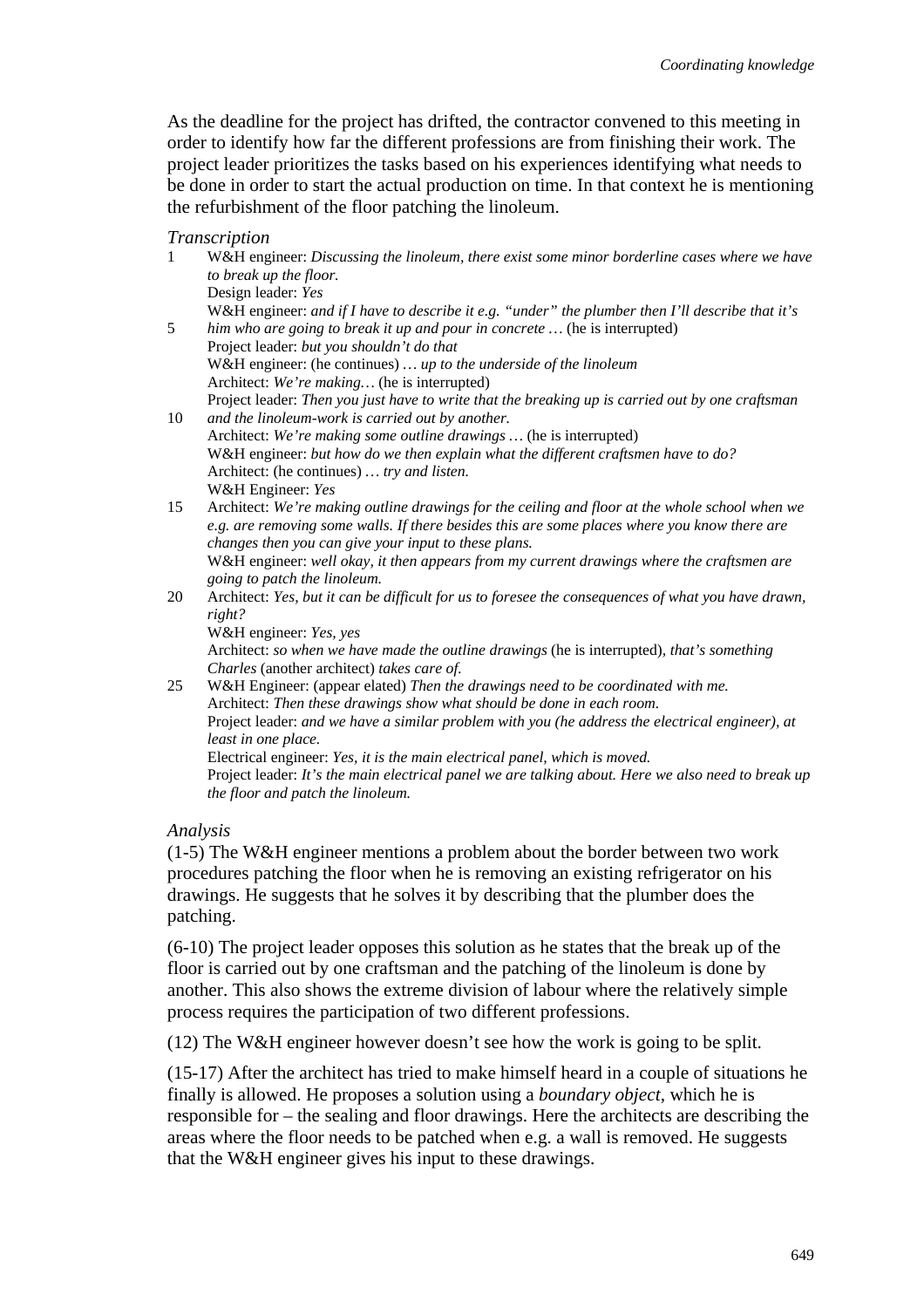As the deadline for the project has drifted, the contractor convened to this meeting in order to identify how far the different professions are from finishing their work. The project leader prioritizes the tasks based on his experiences identifying what needs to be done in order to start the actual production on time. In that context he is mentioning the refurbishment of the floor patching the linoleum.

*Transcription*

1 W&H engineer: *Discussing the linoleum, there exist some minor borderline cases where we have to break up the floor.*
Design leader: *Yes*
W&H engineer: *and if I have to describe it e.g. "under" the plumber then I'll describe that it's*
5 *him who are going to break it up and pour in concrete …* (he is interrupted)
Project leader: *but you shouldn't do that*
W&H engineer: (he continues) *… up to the underside of the linoleum*
Architect: *We're making…* (he is interrupted)
Project leader: *Then you just have to write that the breaking up is carried out by one craftsman*
10 *and the linoleum-work is carried out by another.*
Architect: *We're making some outline drawings …* (he is interrupted)
W&H engineer: *but how do we then explain what the different craftsmen have to do?*
Architect: (he continues) *… try and listen.*
W&H Engineer: *Yes*
15 Architect: *We're making outline drawings for the ceiling and floor at the whole school when we e.g. are removing some walls. If there besides this are some places where you know there are changes then you can give your input to these plans.*
W&H engineer: *well okay, it then appears from my current drawings where the craftsmen are going to patch the linoleum.*
20 Architect: *Yes, but it can be difficult for us to foresee the consequences of what you have drawn, right?*
W&H engineer: *Yes, yes*
Architect: *so when we have made the outline drawings* (he is interrupted)*, that's something Charles* (another architect) *takes care of.*
25 W&H Engineer: (appear elated) *Then the drawings need to be coordinated with me.*
Architect: *Then these drawings show what should be done in each room.*
Project leader: *and we have a similar problem with you (he address the electrical engineer), at least in one place.*
Electrical engineer: *Yes, it is the main electrical panel, which is moved.*
Project leader: *It's the main electrical panel we are talking about. Here we also need to break up the floor and patch the linoleum.*

*Analysis*

(1-5) The W&H engineer mentions a problem about the border between two work procedures patching the floor when he is removing an existing refrigerator on his drawings. He suggests that he solves it by describing that the plumber does the patching.

(6-10) The project leader opposes this solution as he states that the break up of the floor is carried out by one craftsman and the patching of the linoleum is done by another. This also shows the extreme division of labour where the relatively simple process requires the participation of two different professions.

(12) The W&H engineer however doesn't see how the work is going to be split.

(15-17) After the architect has tried to make himself heard in a couple of situations he finally is allowed. He proposes a solution using a *boundary object*, which he is responsible for – the sealing and floor drawings. Here the architects are describing the areas where the floor needs to be patched when e.g. a wall is removed. He suggests that the W&H engineer gives his input to these drawings.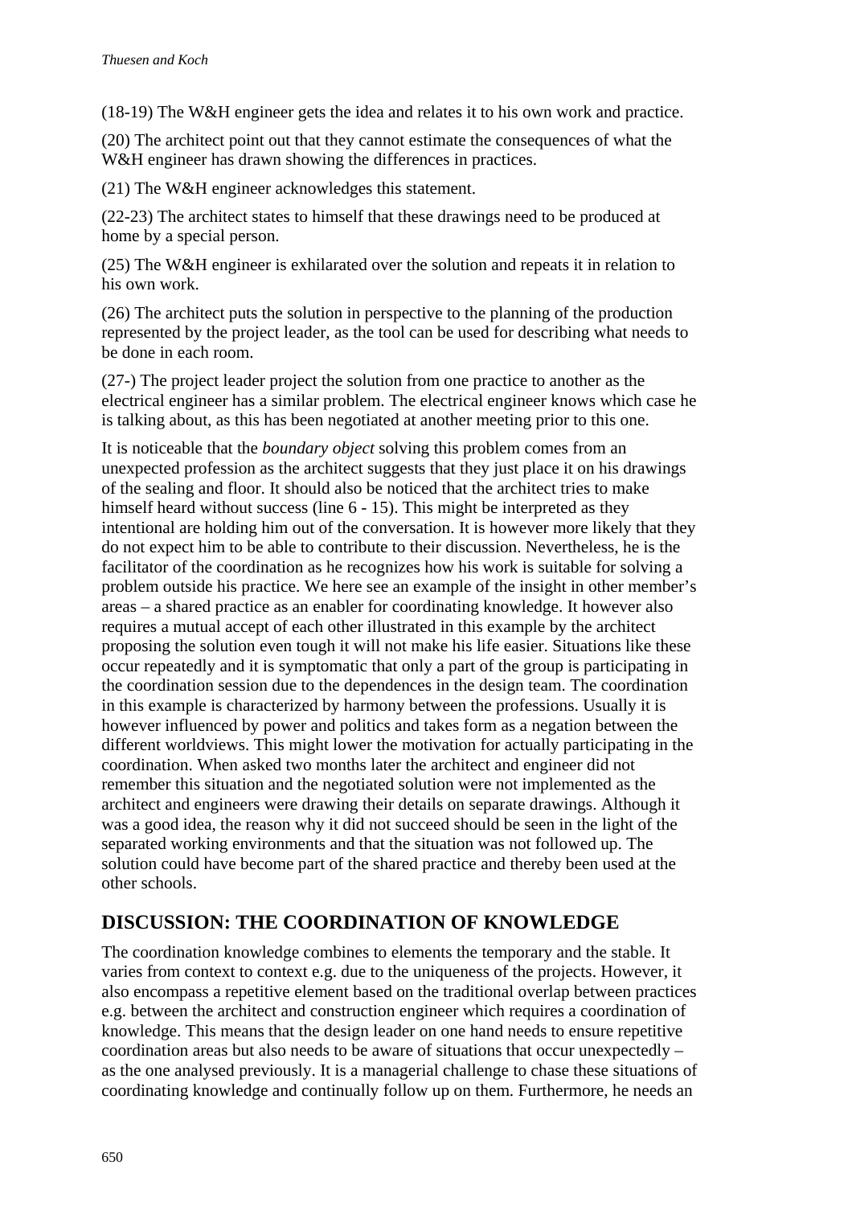(18-19) The W&H engineer gets the idea and relates it to his own work and practice.

(20) The architect point out that they cannot estimate the consequences of what the W&H engineer has drawn showing the differences in practices.

(21) The W&H engineer acknowledges this statement.

(22-23) The architect states to himself that these drawings need to be produced at home by a special person.

(25) The W&H engineer is exhilarated over the solution and repeats it in relation to his own work.

(26) The architect puts the solution in perspective to the planning of the production represented by the project leader, as the tool can be used for describing what needs to be done in each room.

(27-) The project leader project the solution from one practice to another as the electrical engineer has a similar problem. The electrical engineer knows which case he is talking about, as this has been negotiated at another meeting prior to this one.

It is noticeable that the *boundary object* solving this problem comes from an unexpected profession as the architect suggests that they just place it on his drawings of the sealing and floor. It should also be noticed that the architect tries to make himself heard without success (line 6 - 15). This might be interpreted as they intentional are holding him out of the conversation. It is however more likely that they do not expect him to be able to contribute to their discussion. Nevertheless, he is the facilitator of the coordination as he recognizes how his work is suitable for solving a problem outside his practice. We here see an example of the insight in other member's areas – a shared practice as an enabler for coordinating knowledge. It however also requires a mutual accept of each other illustrated in this example by the architect proposing the solution even tough it will not make his life easier. Situations like these occur repeatedly and it is symptomatic that only a part of the group is participating in the coordination session due to the dependences in the design team. The coordination in this example is characterized by harmony between the professions. Usually it is however influenced by power and politics and takes form as a negation between the different worldviews. This might lower the motivation for actually participating in the coordination. When asked two months later the architect and engineer did not remember this situation and the negotiated solution were not implemented as the architect and engineers were drawing their details on separate drawings. Although it was a good idea, the reason why it did not succeed should be seen in the light of the separated working environments and that the situation was not followed up. The solution could have become part of the shared practice and thereby been used at the other schools.

## DISCUSSION: THE COORDINATION OF KNOWLEDGE

The coordination knowledge combines to elements the temporary and the stable. It varies from context to context e.g. due to the uniqueness of the projects. However, it also encompass a repetitive element based on the traditional overlap between practices e.g. between the architect and construction engineer which requires a coordination of knowledge. This means that the design leader on one hand needs to ensure repetitive coordination areas but also needs to be aware of situations that occur unexpectedly – as the one analysed previously. It is a managerial challenge to chase these situations of coordinating knowledge and continually follow up on them. Furthermore, he needs an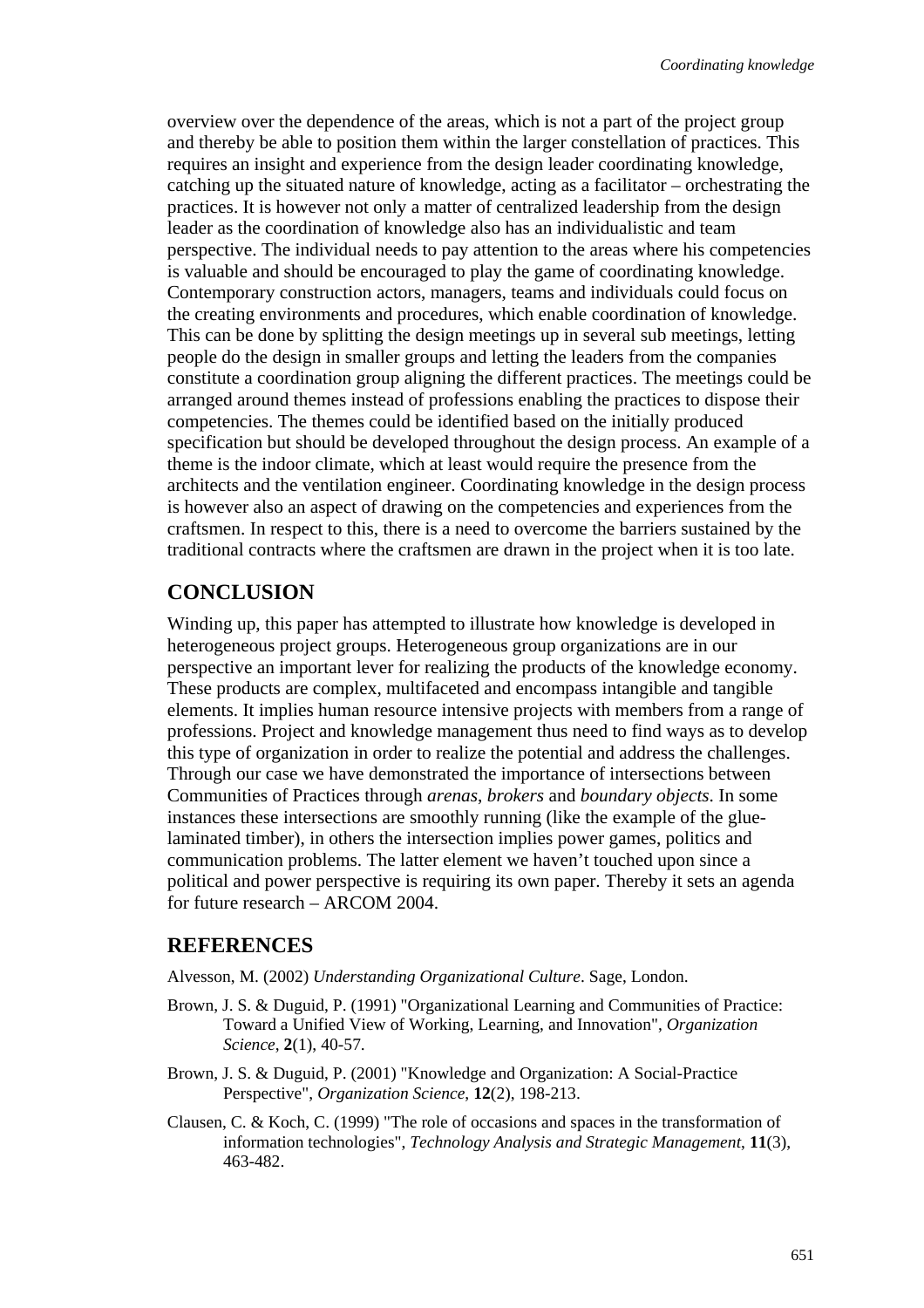overview over the dependence of the areas, which is not a part of the project group and thereby be able to position them within the larger constellation of practices. This requires an insight and experience from the design leader coordinating knowledge, catching up the situated nature of knowledge, acting as a facilitator – orchestrating the practices. It is however not only a matter of centralized leadership from the design leader as the coordination of knowledge also has an individualistic and team perspective. The individual needs to pay attention to the areas where his competencies is valuable and should be encouraged to play the game of coordinating knowledge. Contemporary construction actors, managers, teams and individuals could focus on the creating environments and procedures, which enable coordination of knowledge. This can be done by splitting the design meetings up in several sub meetings, letting people do the design in smaller groups and letting the leaders from the companies constitute a coordination group aligning the different practices. The meetings could be arranged around themes instead of professions enabling the practices to dispose their competencies. The themes could be identified based on the initially produced specification but should be developed throughout the design process. An example of a theme is the indoor climate, which at least would require the presence from the architects and the ventilation engineer. Coordinating knowledge in the design process is however also an aspect of drawing on the competencies and experiences from the craftsmen. In respect to this, there is a need to overcome the barriers sustained by the traditional contracts where the craftsmen are drawn in the project when it is too late.

## CONCLUSION

Winding up, this paper has attempted to illustrate how knowledge is developed in heterogeneous project groups. Heterogeneous group organizations are in our perspective an important lever for realizing the products of the knowledge economy. These products are complex, multifaceted and encompass intangible and tangible elements. It implies human resource intensive projects with members from a range of professions. Project and knowledge management thus need to find ways as to develop this type of organization in order to realize the potential and address the challenges. Through our case we have demonstrated the importance of intersections between Communities of Practices through *arenas*, *brokers* and *boundary objects*. In some instances these intersections are smoothly running (like the example of the glue-laminated timber), in others the intersection implies power games, politics and communication problems. The latter element we haven't touched upon since a political and power perspective is requiring its own paper. Thereby it sets an agenda for future research – ARCOM 2004.

## REFERENCES

Alvesson, M. (2002) *Understanding Organizational Culture*. Sage, London.

Brown, J. S. & Duguid, P. (1991) "Organizational Learning and Communities of Practice: Toward a Unified View of Working, Learning, and Innovation", *Organization Science*, **2**(1), 40-57.

Brown, J. S. & Duguid, P. (2001) "Knowledge and Organization: A Social-Practice Perspective", *Organization Science*, **12**(2), 198-213.

Clausen, C. & Koch, C. (1999) "The role of occasions and spaces in the transformation of information technologies", *Technology Analysis and Strategic Management*, **11**(3), 463-482.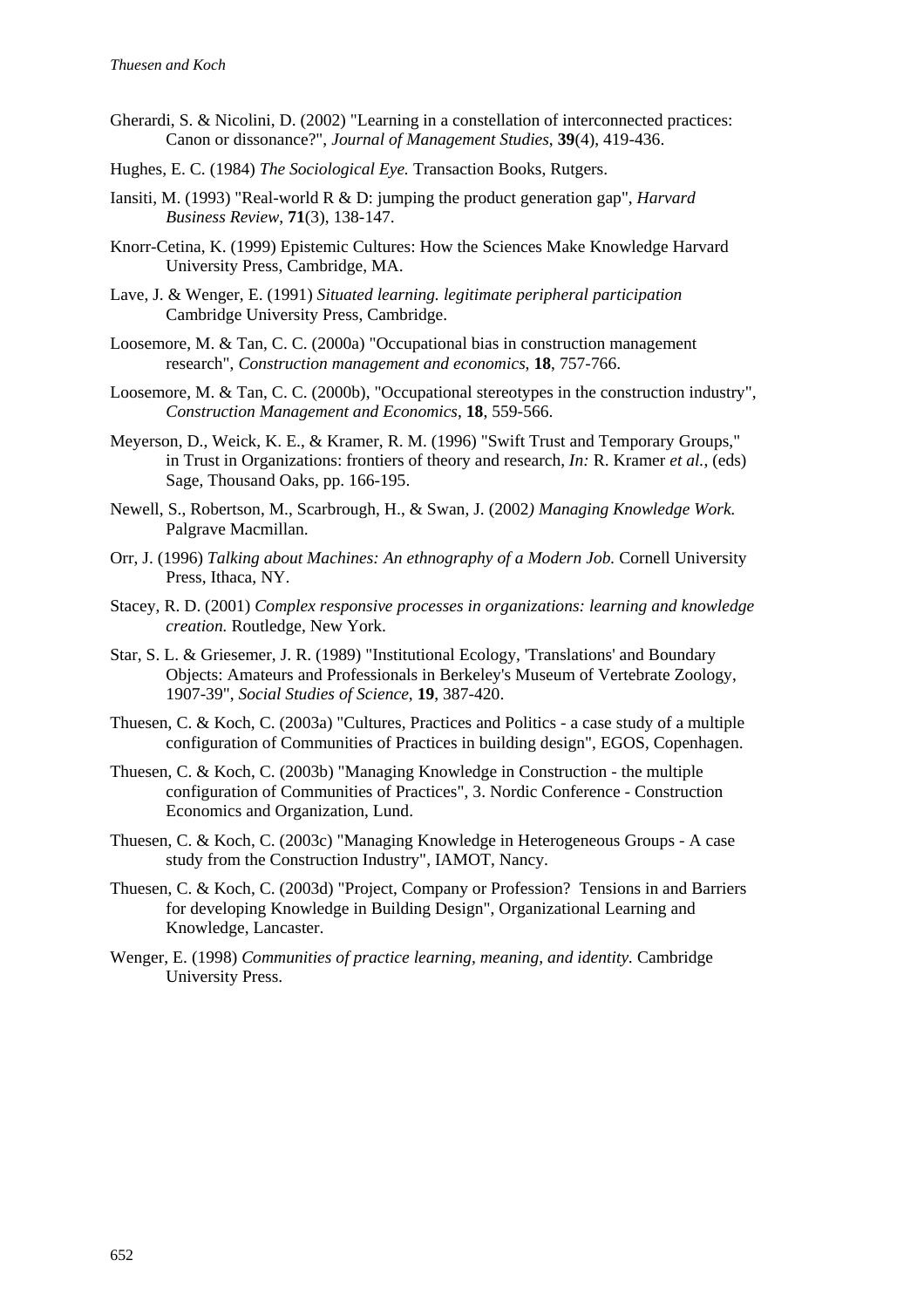Gherardi, S. & Nicolini, D. (2002) "Learning in a constellation of interconnected practices: Canon or dissonance?", *Journal of Management Studies*, **39**(4), 419-436.

Hughes, E. C. (1984) *The Sociological Eye.* Transaction Books, Rutgers.

Iansiti, M. (1993) "Real-world R & D: jumping the product generation gap", *Harvard Business Review*, **71**(3), 138-147.

Knorr-Cetina, K. (1999) Epistemic Cultures: How the Sciences Make Knowledge Harvard University Press, Cambridge, MA.

Lave, J. & Wenger, E. (1991) *Situated learning. legitimate peripheral participation* Cambridge University Press, Cambridge.

Loosemore, M. & Tan, C. C. (2000a) "Occupational bias in construction management research", *Construction management and economics*, **18**, 757-766.

Loosemore, M. & Tan, C. C. (2000b), "Occupational stereotypes in the construction industry", *Construction Management and Economics*, **18**, 559-566.

Meyerson, D., Weick, K. E., & Kramer, R. M. (1996) "Swift Trust and Temporary Groups," in Trust in Organizations: frontiers of theory and research, *In:* R. Kramer *et al.*, (eds) Sage, Thousand Oaks, pp. 166-195.

Newell, S., Robertson, M., Scarbrough, H., & Swan, J. (2002*) Managing Knowledge Work.* Palgrave Macmillan.

Orr, J. (1996) *Talking about Machines: An ethnography of a Modern Job.* Cornell University Press, Ithaca, NY.

Stacey, R. D. (2001) *Complex responsive processes in organizations: learning and knowledge creation.* Routledge, New York.

Star, S. L. & Griesemer, J. R. (1989) "Institutional Ecology, 'Translations' and Boundary Objects: Amateurs and Professionals in Berkeley's Museum of Vertebrate Zoology, 1907-39", *Social Studies of Science*, **19**, 387-420.

Thuesen, C. & Koch, C. (2003a) "Cultures, Practices and Politics - a case study of a multiple configuration of Communities of Practices in building design", EGOS, Copenhagen.

Thuesen, C. & Koch, C. (2003b) "Managing Knowledge in Construction - the multiple configuration of Communities of Practices", 3. Nordic Conference - Construction Economics and Organization, Lund.

Thuesen, C. & Koch, C. (2003c) "Managing Knowledge in Heterogeneous Groups - A case study from the Construction Industry", IAMOT, Nancy.

Thuesen, C. & Koch, C. (2003d) "Project, Company or Profession? Tensions in and Barriers for developing Knowledge in Building Design", Organizational Learning and Knowledge, Lancaster.

Wenger, E. (1998) *Communities of practice learning, meaning, and identity.* Cambridge University Press.